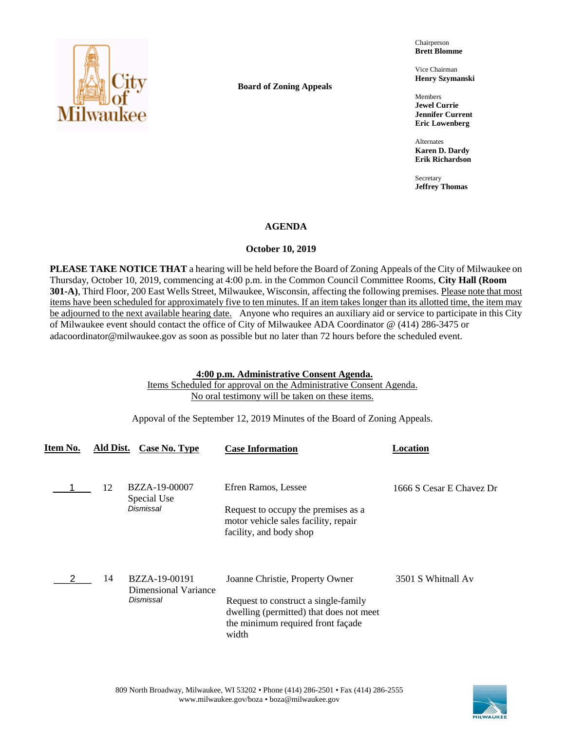City of Milwaukee

**Board of Zoning Appeals**

Chairperson
**Brett Blomme**

Vice Chairman
**Henry Szymanski**

Members
**Jewel Currie**
**Jennifer Current**
**Eric Lowenberg**

Alternates
**Karen D. Dardy**
**Erik Richardson**

Secretary
**Jeffrey Thomas**

## AGENDA

### October 10, 2019

**PLEASE TAKE NOTICE THAT** a hearing will be held before the Board of Zoning Appeals of the City of Milwaukee on Thursday, October 10, 2019, commencing at 4:00 p.m. in the Common Council Committee Rooms, **City Hall (Room 301-A)**, Third Floor, 200 East Wells Street, Milwaukee, Wisconsin, affecting the following premises. Please note that most items have been scheduled for approximately five to ten minutes. If an item takes longer than its allotted time, the item may be adjourned to the next available hearing date. Anyone who requires an auxiliary aid or service to participate in this City of Milwaukee event should contact the office of City of Milwaukee ADA Coordinator @ (414) 286-3475 or adacoordinator@milwaukee.gov as soon as possible but no later than 72 hours before the scheduled event.

**4:00 p.m. Administrative Consent Agenda.**
Items Scheduled for approval on the Administrative Consent Agenda.
No oral testimony will be taken on these items.

Appoval of the September 12, 2019 Minutes of the Board of Zoning Appeals.

| Item No. | Ald Dist. | Case No. Type | Case Information | Location |
|---|---|---|---|---|
| 1 | 12 | BZZA-19-00007<br>Special Use<br>*Dismissal* | Efren Ramos, Lessee<br><br>Request to occupy the premises as a motor vehicle sales facility, repair facility, and body shop | 1666 S Cesar E Chavez Dr |
| 2 | 14 | BZZA-19-00191<br>Dimensional Variance<br>*Dismissal* | Joanne Christie, Property Owner<br><br>Request to construct a single-family dwelling (permitted) that does not meet the minimum required front façade width | 3501 S Whitnall Av |

809 North Broadway, Milwaukee, WI 53202 • Phone (414) 286-2501 • Fax (414) 286-2555
www.milwaukee.gov/boza • boza@milwaukee.gov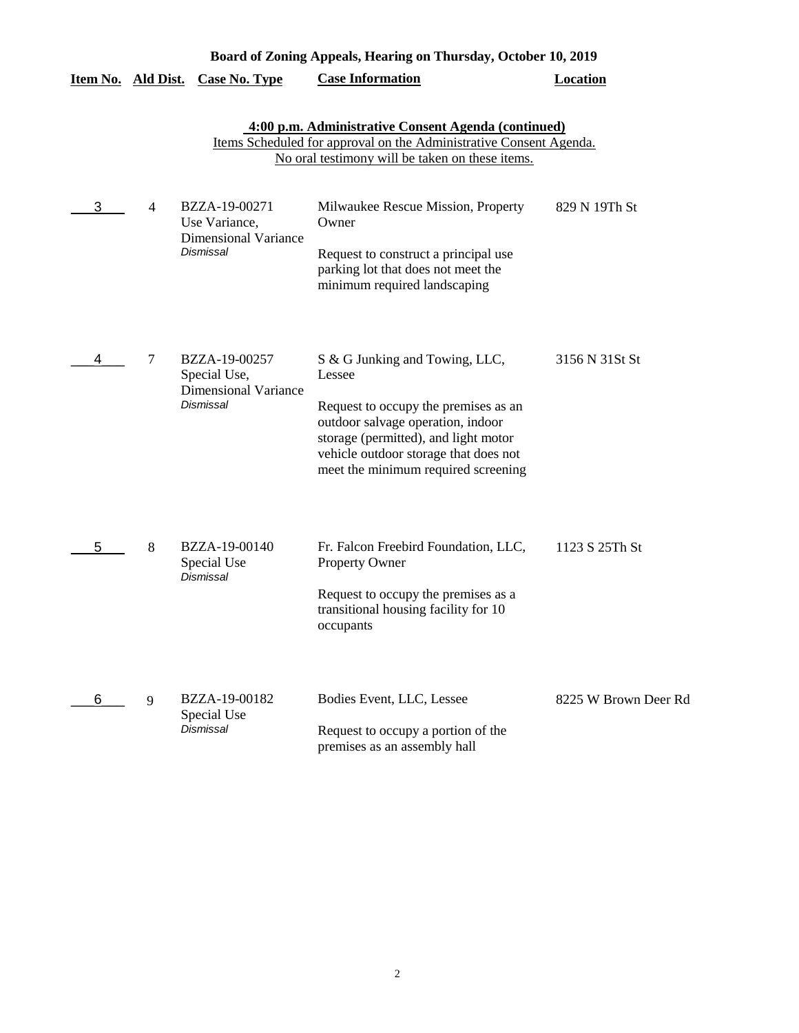**Board of Zoning Appeals, Hearing on Thursday, October 10, 2019**

| Item No. | Ald Dist. | Case No. Type | Case Information | Location |
|---|---|---|---|---|

**4:00 p.m. Administrative Consent Agenda (continued)**

Items Scheduled for approval on the Administrative Consent Agenda.
No oral testimony will be taken on these items.

| Item No. | Ald Dist. | Case No. Type | Case Information | Location |
|---|---|---|---|---|
| 3 | 4 | BZZA-19-00271<br>Use Variance,<br>Dimensional Variance<br>*Dismissal* | Milwaukee Rescue Mission, Property Owner<br><br>Request to construct a principal use parking lot that does not meet the minimum required landscaping | 829 N 19Th St |
| 4 | 7 | BZZA-19-00257<br>Special Use,<br>Dimensional Variance<br>*Dismissal* | S & G Junking and Towing, LLC, Lessee<br><br>Request to occupy the premises as an outdoor salvage operation, indoor storage (permitted), and light motor vehicle outdoor storage that does not meet the minimum required screening | 3156 N 31St St |
| 5 | 8 | BZZA-19-00140<br>Special Use<br>*Dismissal* | Fr. Falcon Freebird Foundation, LLC, Property Owner<br><br>Request to occupy the premises as a transitional housing facility for 10 occupants | 1123 S 25Th St |
| 6 | 9 | BZZA-19-00182<br>Special Use<br>*Dismissal* | Bodies Event, LLC, Lessee<br><br>Request to occupy a portion of the premises as an assembly hall | 8225 W Brown Deer Rd |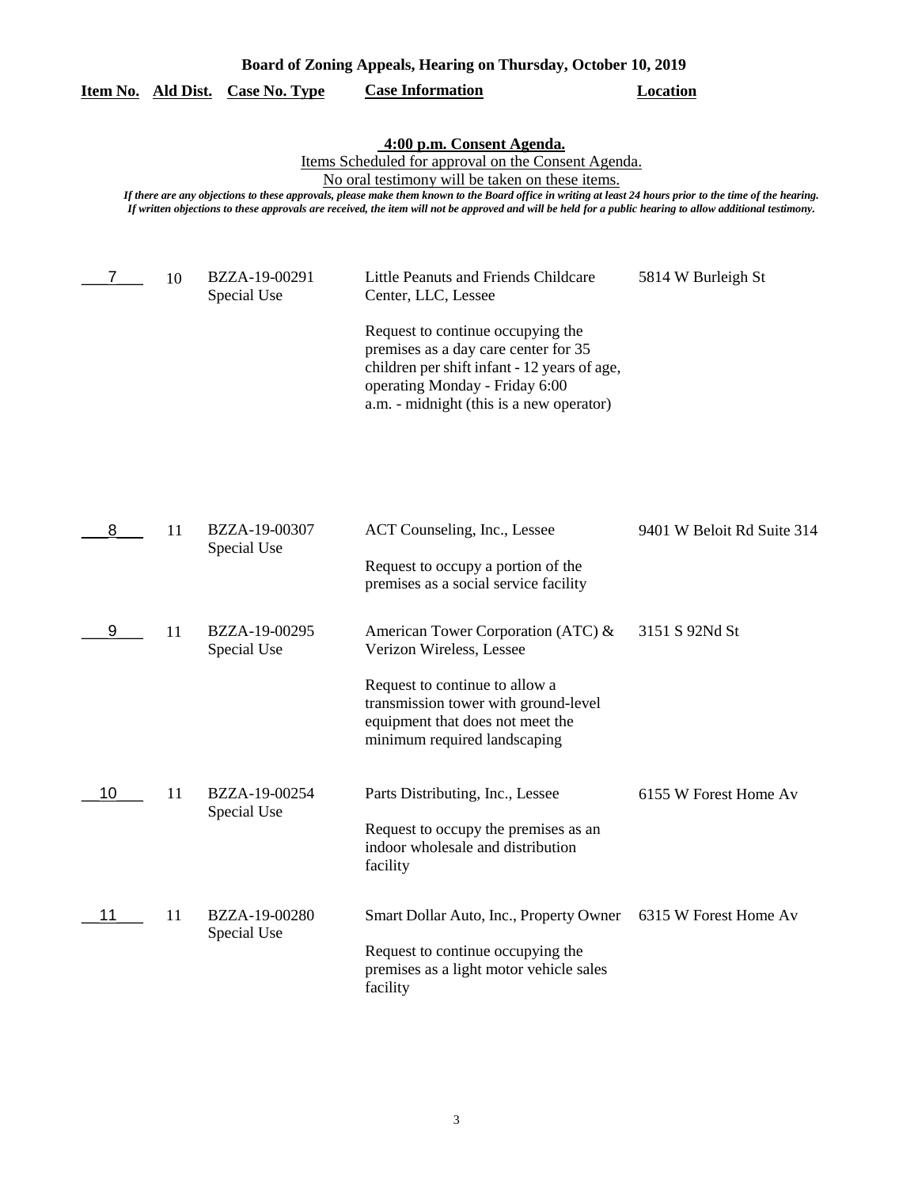**Board of Zoning Appeals, Hearing on Thursday, October 10, 2019**

**4:00 p.m. Consent Agenda.**

Items Scheduled for approval on the Consent Agenda.

No oral testimony will be taken on these items.

*If there are any objections to these approvals, please make them known to the Board office in writing at least 24 hours prior to the time of the hearing. If written objections to these approvals are received, the item will not be approved and will be held for a public hearing to allow additional testimony.*

| Item No. | Ald Dist. | Case No. Type | Case Information | Location |
|---|---|---|---|---|
| 7 | 10 | BZZA-19-00291 Special Use | Little Peanuts and Friends Childcare Center, LLC, Lessee<br><br>Request to continue occupying the premises as a day care center for 35 children per shift infant - 12 years of age, operating Monday - Friday 6:00 a.m. - midnight (this is a new operator) | 5814 W Burleigh St |
| 8 | 11 | BZZA-19-00307 Special Use | ACT Counseling, Inc., Lessee<br><br>Request to occupy a portion of the premises as a social service facility | 9401 W Beloit Rd Suite 314 |
| 9 | 11 | BZZA-19-00295 Special Use | American Tower Corporation (ATC) & Verizon Wireless, Lessee<br><br>Request to continue to allow a transmission tower with ground-level equipment that does not meet the minimum required landscaping | 3151 S 92Nd St |
| 10 | 11 | BZZA-19-00254 Special Use | Parts Distributing, Inc., Lessee<br><br>Request to occupy the premises as an indoor wholesale and distribution facility | 6155 W Forest Home Av |
| 11 | 11 | BZZA-19-00280 Special Use | Smart Dollar Auto, Inc., Property Owner<br><br>Request to continue occupying the premises as a light motor vehicle sales facility | 6315 W Forest Home Av |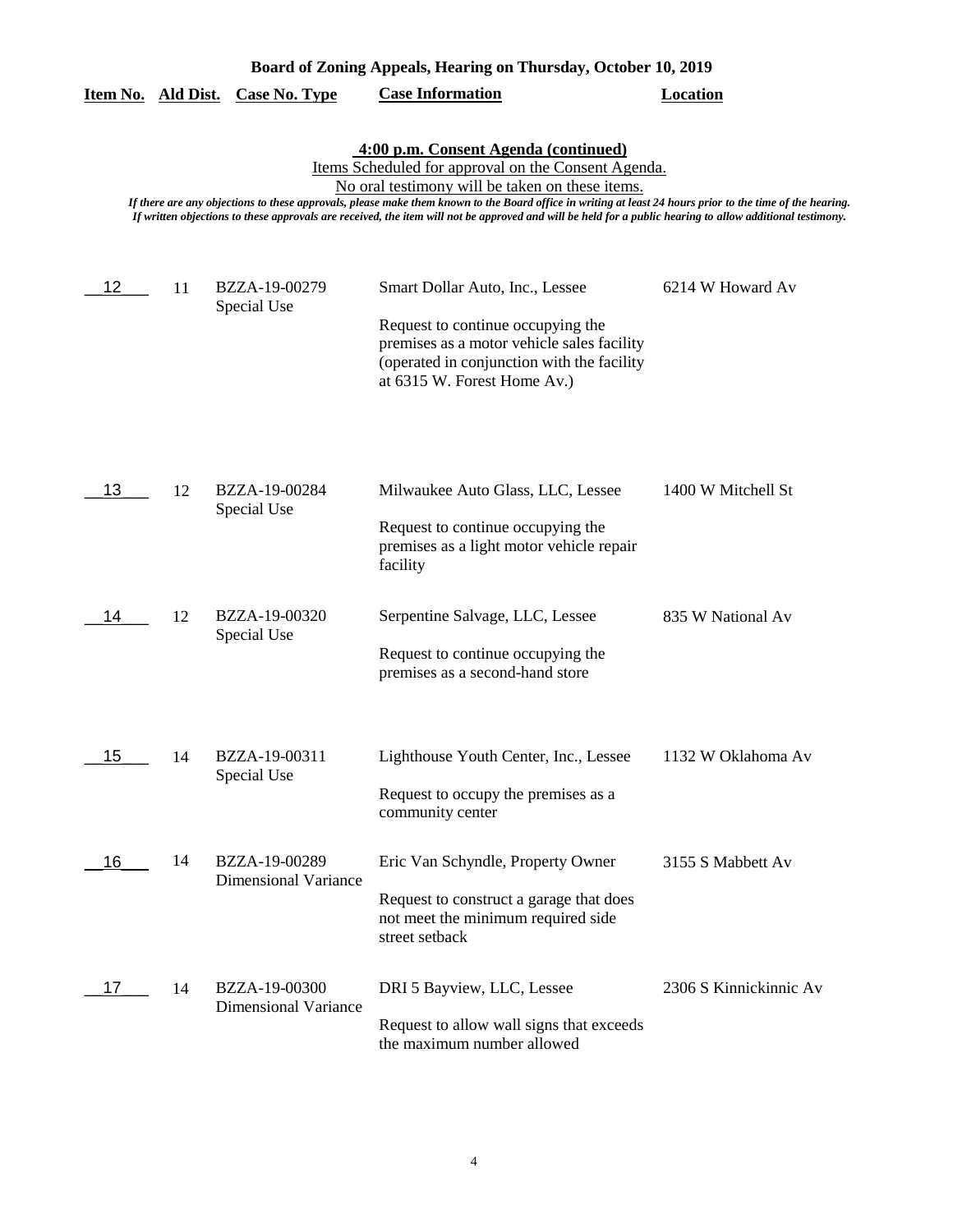**Board of Zoning Appeals, Hearing on Thursday, October 10, 2019**

**4:00 p.m. Consent Agenda (continued)**

Items Scheduled for approval on the Consent Agenda.

No oral testimony will be taken on these items.

*If there are any objections to these approvals, please make them known to the Board office in writing at least 24 hours prior to the time of the hearing. If written objections to these approvals are received, the item will not be approved and will be held for a public hearing to allow additional testimony.*

| Item No. | Ald Dist. | Case No. Type | Case Information | Location |
|---|---|---|---|---|
| 12 | 11 | BZZA-19-00279 Special Use | Smart Dollar Auto, Inc., Lessee<br><br>Request to continue occupying the premises as a motor vehicle sales facility (operated in conjunction with the facility at 6315 W. Forest Home Av.) | 6214 W Howard Av |
| 13 | 12 | BZZA-19-00284 Special Use | Milwaukee Auto Glass, LLC, Lessee<br><br>Request to continue occupying the premises as a light motor vehicle repair facility | 1400 W Mitchell St |
| 14 | 12 | BZZA-19-00320 Special Use | Serpentine Salvage, LLC, Lessee<br><br>Request to continue occupying the premises as a second-hand store | 835 W National Av |
| 15 | 14 | BZZA-19-00311 Special Use | Lighthouse Youth Center, Inc., Lessee<br><br>Request to occupy the premises as a community center | 1132 W Oklahoma Av |
| 16 | 14 | BZZA-19-00289 Dimensional Variance | Eric Van Schyndle, Property Owner<br><br>Request to construct a garage that does not meet the minimum required side street setback | 3155 S Mabbett Av |
| 17 | 14 | BZZA-19-00300 Dimensional Variance | DRI 5 Bayview, LLC, Lessee<br><br>Request to allow wall signs that exceeds the maximum number allowed | 2306 S Kinnickinnic Av |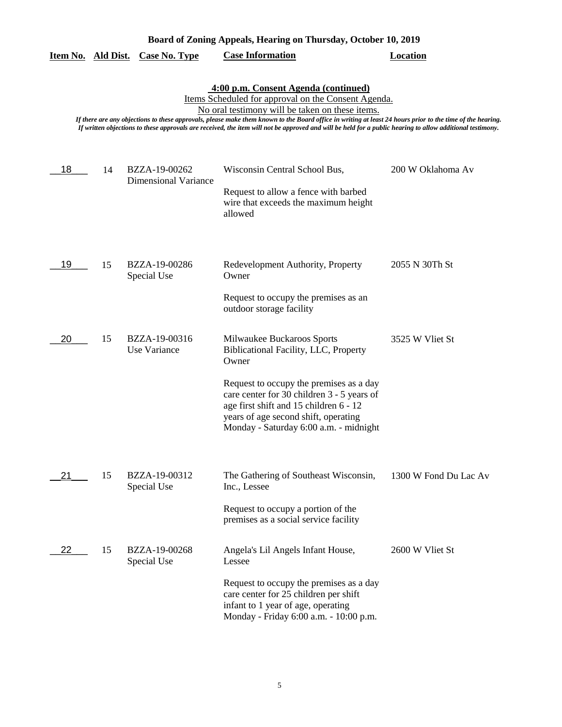**Board of Zoning Appeals, Hearing on Thursday, October 10, 2019**

### 4:00 p.m. Consent Agenda (continued)

Items Scheduled for approval on the Consent Agenda.

No oral testimony will be taken on these items.

*If there are any objections to these approvals, please make them known to the Board office in writing at least 24 hours prior to the time of the hearing. If written objections to these approvals are received, the item will not be approved and will be held for a public hearing to allow additional testimony.*

| Item No. | Ald Dist. | Case No. Type | Case Information | Location |
|---|---|---|---|---|
| 18 | 14 | BZZA-19-00262 Dimensional Variance | Wisconsin Central School Bus,<br><br>Request to allow a fence with barbed wire that exceeds the maximum height allowed | 200 W Oklahoma Av |
| 19 | 15 | BZZA-19-00286 Special Use | Redevelopment Authority, Property Owner<br><br>Request to occupy the premises as an outdoor storage facility | 2055 N 30Th St |
| 20 | 15 | BZZA-19-00316 Use Variance | Milwaukee Buckaroos Sports Biblicational Facility, LLC, Property Owner<br><br>Request to occupy the premises as a day care center for 30 children 3 - 5 years of age first shift and 15 children 6 - 12 years of age second shift, operating Monday - Saturday 6:00 a.m. - midnight | 3525 W Vliet St |
| 21 | 15 | BZZA-19-00312 Special Use | The Gathering of Southeast Wisconsin, Inc., Lessee<br><br>Request to occupy a portion of the premises as a social service facility | 1300 W Fond Du Lac Av |
| 22 | 15 | BZZA-19-00268 Special Use | Angela's Lil Angels Infant House, Lessee<br><br>Request to occupy the premises as a day care center for 25 children per shift infant to 1 year of age, operating Monday - Friday 6:00 a.m. - 10:00 p.m. | 2600 W Vliet St |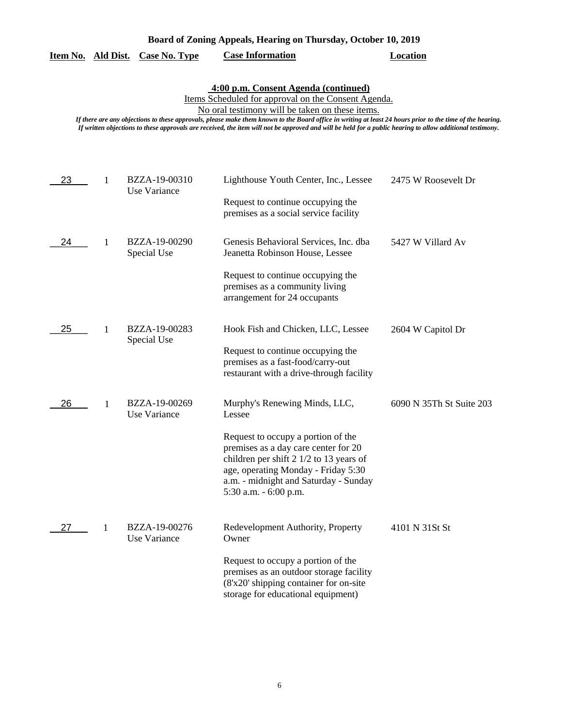**Board of Zoning Appeals, Hearing on Thursday, October 10, 2019**

**4:00 p.m. Consent Agenda (continued)**

Items Scheduled for approval on the Consent Agenda.

No oral testimony will be taken on these items.

*If there are any objections to these approvals, please make them known to the Board office in writing at least 24 hours prior to the time of the hearing. If written objections to these approvals are received, the item will not be approved and will be held for a public hearing to allow additional testimony.*

| Item No. | Ald Dist. | Case No. Type | Case Information | Location |
|---|---|---|---|---|
| 23 | 1 | BZZA-19-00310 Use Variance | Lighthouse Youth Center, Inc., Lessee<br><br>Request to continue occupying the premises as a social service facility | 2475 W Roosevelt Dr |
| 24 | 1 | BZZA-19-00290 Special Use | Genesis Behavioral Services, Inc. dba Jeanetta Robinson House, Lessee<br><br>Request to continue occupying the premises as a community living arrangement for 24 occupants | 5427 W Villard Av |
| 25 | 1 | BZZA-19-00283 Special Use | Hook Fish and Chicken, LLC, Lessee<br><br>Request to continue occupying the premises as a fast-food/carry-out restaurant with a drive-through facility | 2604 W Capitol Dr |
| 26 | 1 | BZZA-19-00269 Use Variance | Murphy's Renewing Minds, LLC, Lessee<br><br>Request to occupy a portion of the premises as a day care center for 20 children per shift 2 1/2 to 13 years of age, operating Monday - Friday 5:30 a.m. - midnight and Saturday - Sunday 5:30 a.m. - 6:00 p.m. | 6090 N 35Th St Suite 203 |
| 27 | 1 | BZZA-19-00276 Use Variance | Redevelopment Authority, Property Owner<br><br>Request to occupy a portion of the premises as an outdoor storage facility (8'x20' shipping container for on-site storage for educational equipment) | 4101 N 31St St |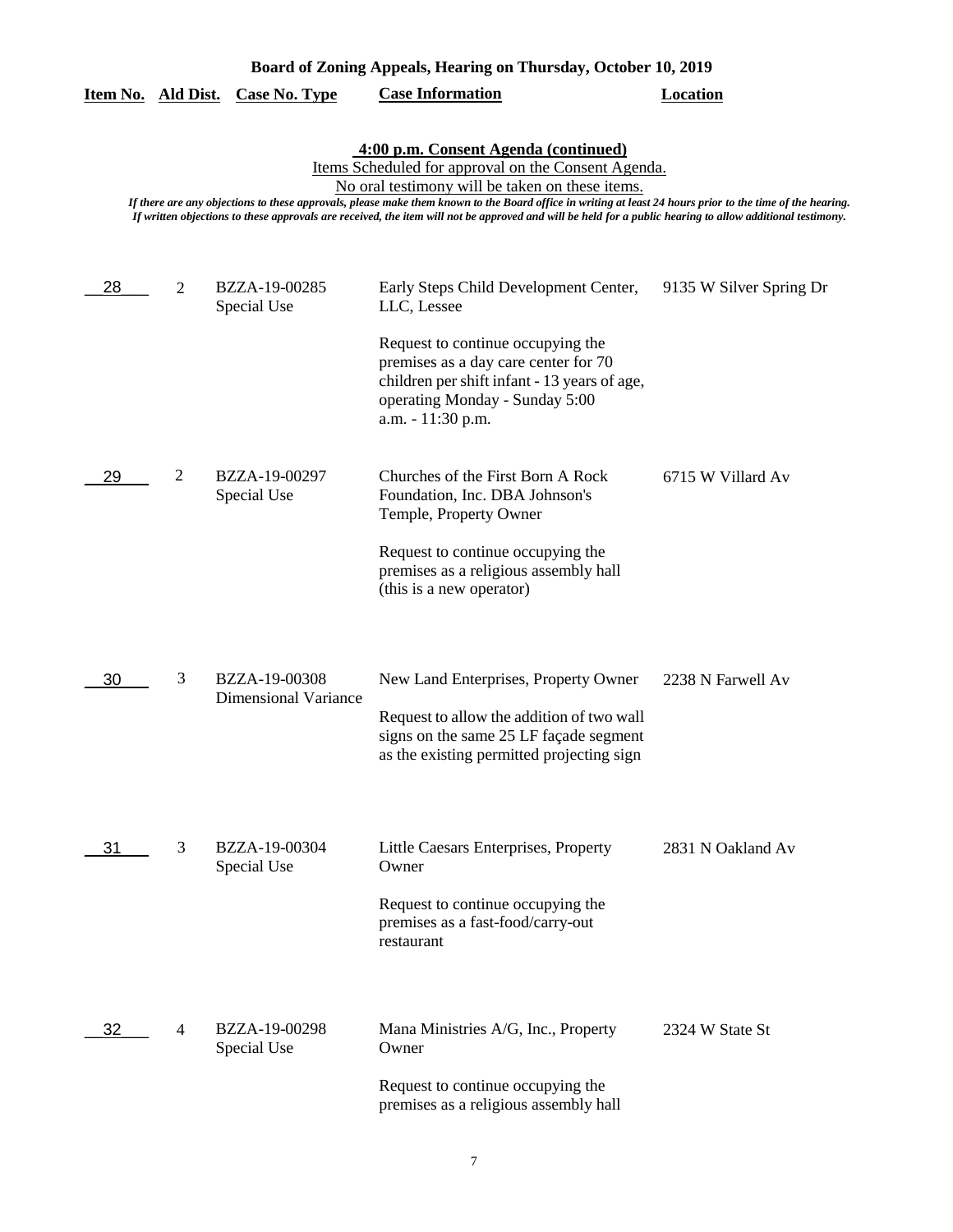**Board of Zoning Appeals, Hearing on Thursday, October 10, 2019**

| Item No. | Ald Dist. | Case No. Type | Case Information | Location |
|---|---|---|---|---|

**4:00 p.m. Consent Agenda (continued)**

Items Scheduled for approval on the Consent Agenda.

No oral testimony will be taken on these items.

*If there are any objections to these approvals, please make them known to the Board office in writing at least 24 hours prior to the time of the hearing. If written objections to these approvals are received, the item will not be approved and will be held for a public hearing to allow additional testimony.*

| Item No. | Ald Dist. | Case No. Type | Case Information | Location |
|---|---|---|---|---|
| 28 | 2 | BZZA-19-00285 Special Use | Early Steps Child Development Center, LLC, Lessee<br><br>Request to continue occupying the premises as a day care center for 70 children per shift infant - 13 years of age, operating Monday - Sunday 5:00 a.m. - 11:30 p.m. | 9135 W Silver Spring Dr |
| 29 | 2 | BZZA-19-00297 Special Use | Churches of the First Born A Rock Foundation, Inc. DBA Johnson's Temple, Property Owner<br><br>Request to continue occupying the premises as a religious assembly hall (this is a new operator) | 6715 W Villard Av |
| 30 | 3 | BZZA-19-00308 Dimensional Variance | New Land Enterprises, Property Owner<br><br>Request to allow the addition of two wall signs on the same 25 LF façade segment as the existing permitted projecting sign | 2238 N Farwell Av |
| 31 | 3 | BZZA-19-00304 Special Use | Little Caesars Enterprises, Property Owner<br><br>Request to continue occupying the premises as a fast-food/carry-out restaurant | 2831 N Oakland Av |
| 32 | 4 | BZZA-19-00298 Special Use | Mana Ministries A/G, Inc., Property Owner<br><br>Request to continue occupying the premises as a religious assembly hall | 2324 W State St |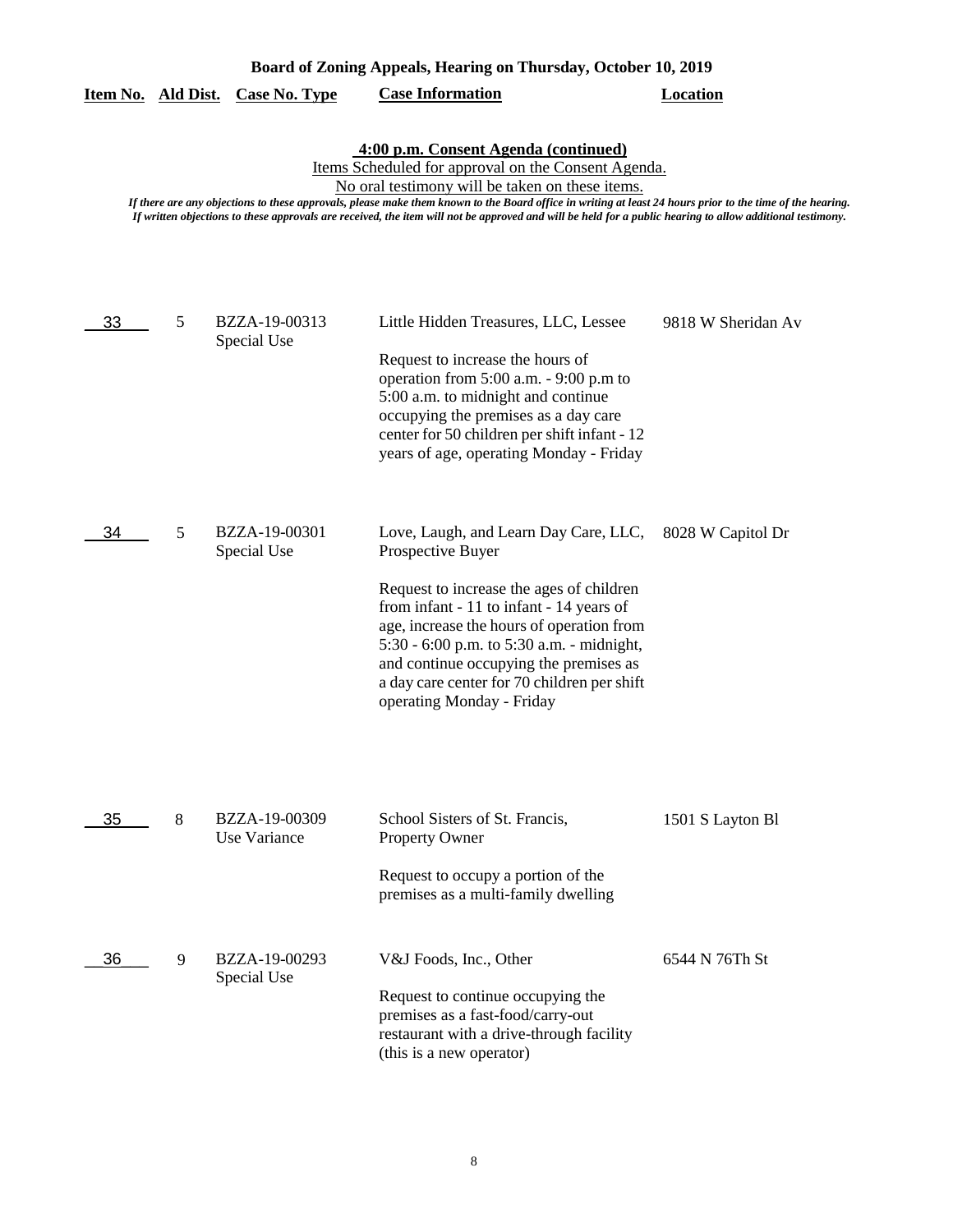# Board of Zoning Appeals, Hearing on Thursday, October 10, 2019

**4:00 p.m. Consent Agenda (continued)**

Items Scheduled for approval on the Consent Agenda.

No oral testimony will be taken on these items.

*If there are any objections to these approvals, please make them known to the Board office in writing at least 24 hours prior to the time of the hearing. If written objections to these approvals are received, the item will not be approved and will be held for a public hearing to allow additional testimony.*

| Item No. | Ald Dist. | Case No. Type | Case Information | Location |
|---|---|---|---|---|
| 33 | 5 | BZZA-19-00313 Special Use | Little Hidden Treasures, LLC, Lessee<br><br>Request to increase the hours of operation from 5:00 a.m. - 9:00 p.m to 5:00 a.m. to midnight and continue occupying the premises as a day care center for 50 children per shift infant - 12 years of age, operating Monday - Friday | 9818 W Sheridan Av |
| 34 | 5 | BZZA-19-00301 Special Use | Love, Laugh, and Learn Day Care, LLC, Prospective Buyer<br><br>Request to increase the ages of children from infant - 11 to infant - 14 years of age, increase the hours of operation from 5:30 - 6:00 p.m. to 5:30 a.m. - midnight, and continue occupying the premises as a day care center for 70 children per shift operating Monday - Friday | 8028 W Capitol Dr |
| 35 | 8 | BZZA-19-00309 Use Variance | School Sisters of St. Francis, Property Owner<br><br>Request to occupy a portion of the premises as a multi-family dwelling | 1501 S Layton Bl |
| 36 | 9 | BZZA-19-00293 Special Use | V&J Foods, Inc., Other<br><br>Request to continue occupying the premises as a fast-food/carry-out restaurant with a drive-through facility (this is a new operator) | 6544 N 76Th St |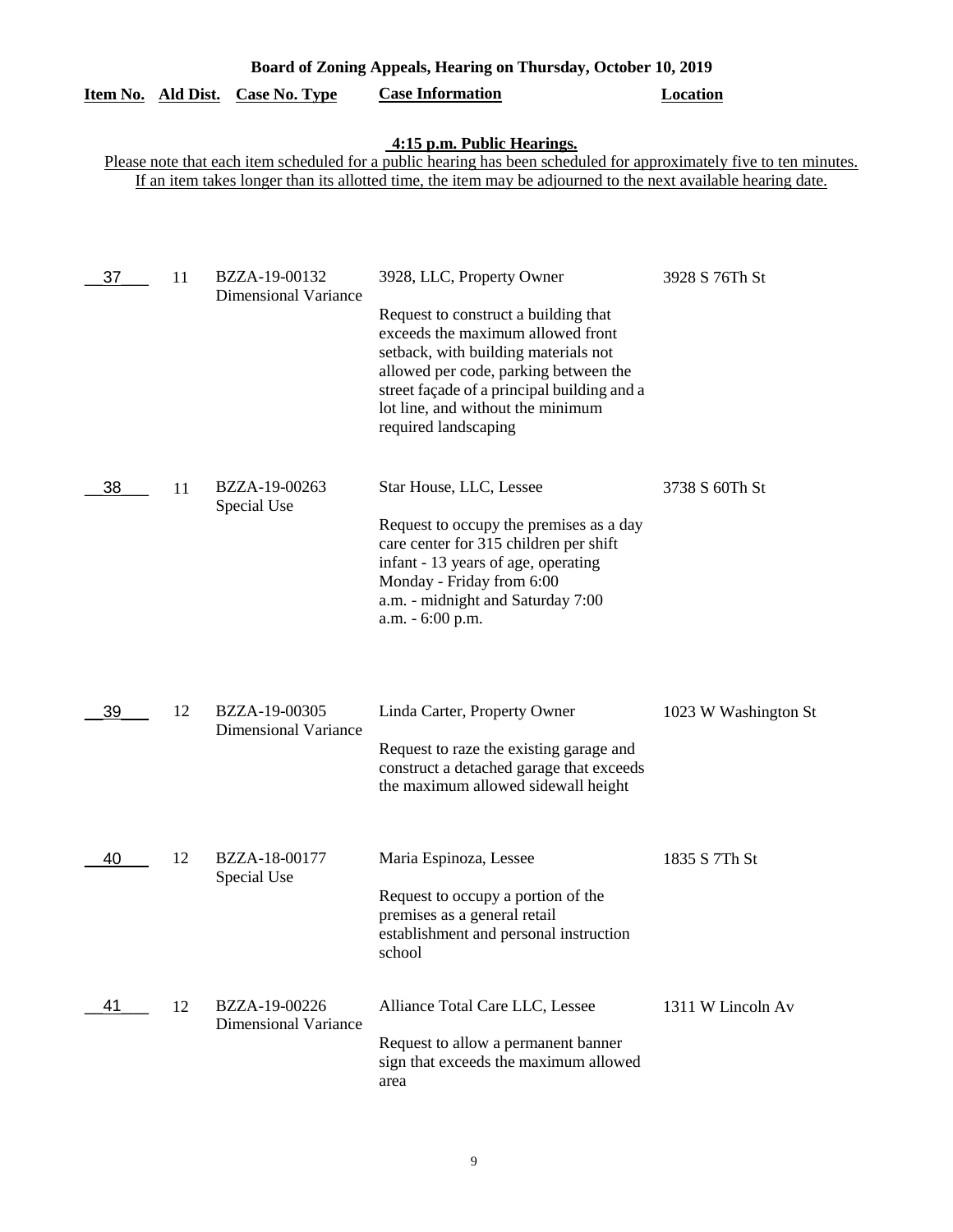**Board of Zoning Appeals, Hearing on Thursday, October 10, 2019**

**4:15 p.m. Public Hearings.**

Please note that each item scheduled for a public hearing has been scheduled for approximately five to ten minutes. If an item takes longer than its allotted time, the item may be adjourned to the next available hearing date.

| Item No. | Ald Dist. | Case No. Type | Case Information | Location |
|---|---|---|---|---|
| 37 | 11 | BZZA-19-00132 Dimensional Variance | 3928, LLC, Property Owner<br><br>Request to construct a building that exceeds the maximum allowed front setback, with building materials not allowed per code, parking between the street façade of a principal building and a lot line, and without the minimum required landscaping | 3928 S 76Th St |
| 38 | 11 | BZZA-19-00263 Special Use | Star House, LLC, Lessee<br><br>Request to occupy the premises as a day care center for 315 children per shift infant - 13 years of age, operating Monday - Friday from 6:00 a.m. - midnight and Saturday 7:00 a.m. - 6:00 p.m. | 3738 S 60Th St |
| 39 | 12 | BZZA-19-00305 Dimensional Variance | Linda Carter, Property Owner<br><br>Request to raze the existing garage and construct a detached garage that exceeds the maximum allowed sidewall height | 1023 W Washington St |
| 40 | 12 | BZZA-18-00177 Special Use | Maria Espinoza, Lessee<br><br>Request to occupy a portion of the premises as a general retail establishment and personal instruction school | 1835 S 7Th St |
| 41 | 12 | BZZA-19-00226 Dimensional Variance | Alliance Total Care LLC, Lessee<br><br>Request to allow a permanent banner sign that exceeds the maximum allowed area | 1311 W Lincoln Av |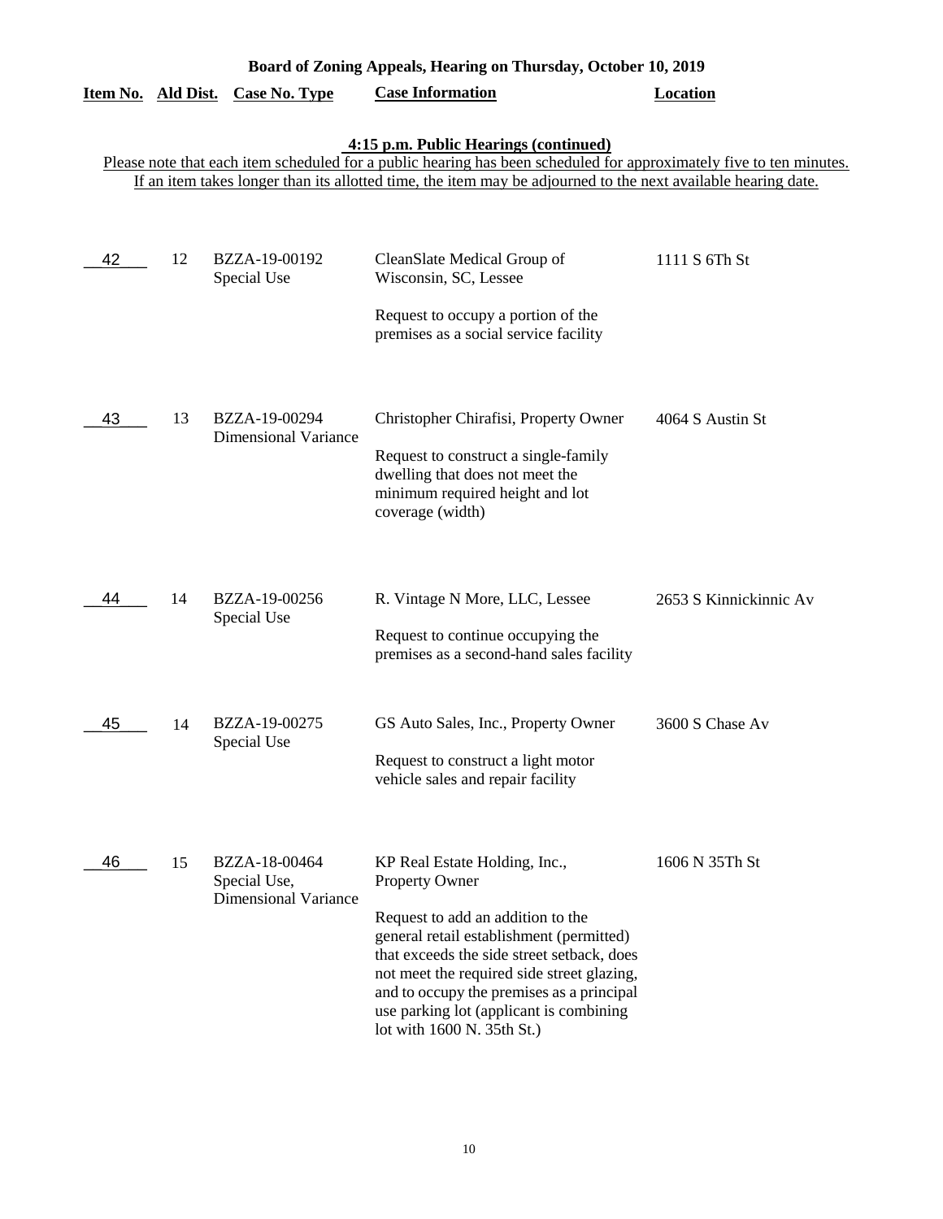**Board of Zoning Appeals, Hearing on Thursday, October 10, 2019**

**4:15 p.m. Public Hearings (continued)**

Please note that each item scheduled for a public hearing has been scheduled for approximately five to ten minutes. If an item takes longer than its allotted time, the item may be adjourned to the next available hearing date.

| Item No. | Ald Dist. | Case No. Type | Case Information | Location |
|---|---|---|---|---|
| 42 | 12 | BZZA-19-00192 Special Use | CleanSlate Medical Group of Wisconsin, SC, Lessee<br><br>Request to occupy a portion of the premises as a social service facility | 1111 S 6Th St |
| 43 | 13 | BZZA-19-00294 Dimensional Variance | Christopher Chirafisi, Property Owner<br><br>Request to construct a single-family dwelling that does not meet the minimum required height and lot coverage (width) | 4064 S Austin St |
| 44 | 14 | BZZA-19-00256 Special Use | R. Vintage N More, LLC, Lessee<br><br>Request to continue occupying the premises as a second-hand sales facility | 2653 S Kinnickinnic Av |
| 45 | 14 | BZZA-19-00275 Special Use | GS Auto Sales, Inc., Property Owner<br><br>Request to construct a light motor vehicle sales and repair facility | 3600 S Chase Av |
| 46 | 15 | BZZA-18-00464 Special Use, Dimensional Variance | KP Real Estate Holding, Inc., Property Owner<br><br>Request to add an addition to the general retail establishment (permitted) that exceeds the side street setback, does not meet the required side street glazing, and to occupy the premises as a principal use parking lot (applicant is combining lot with 1600 N. 35th St.) | 1606 N 35Th St |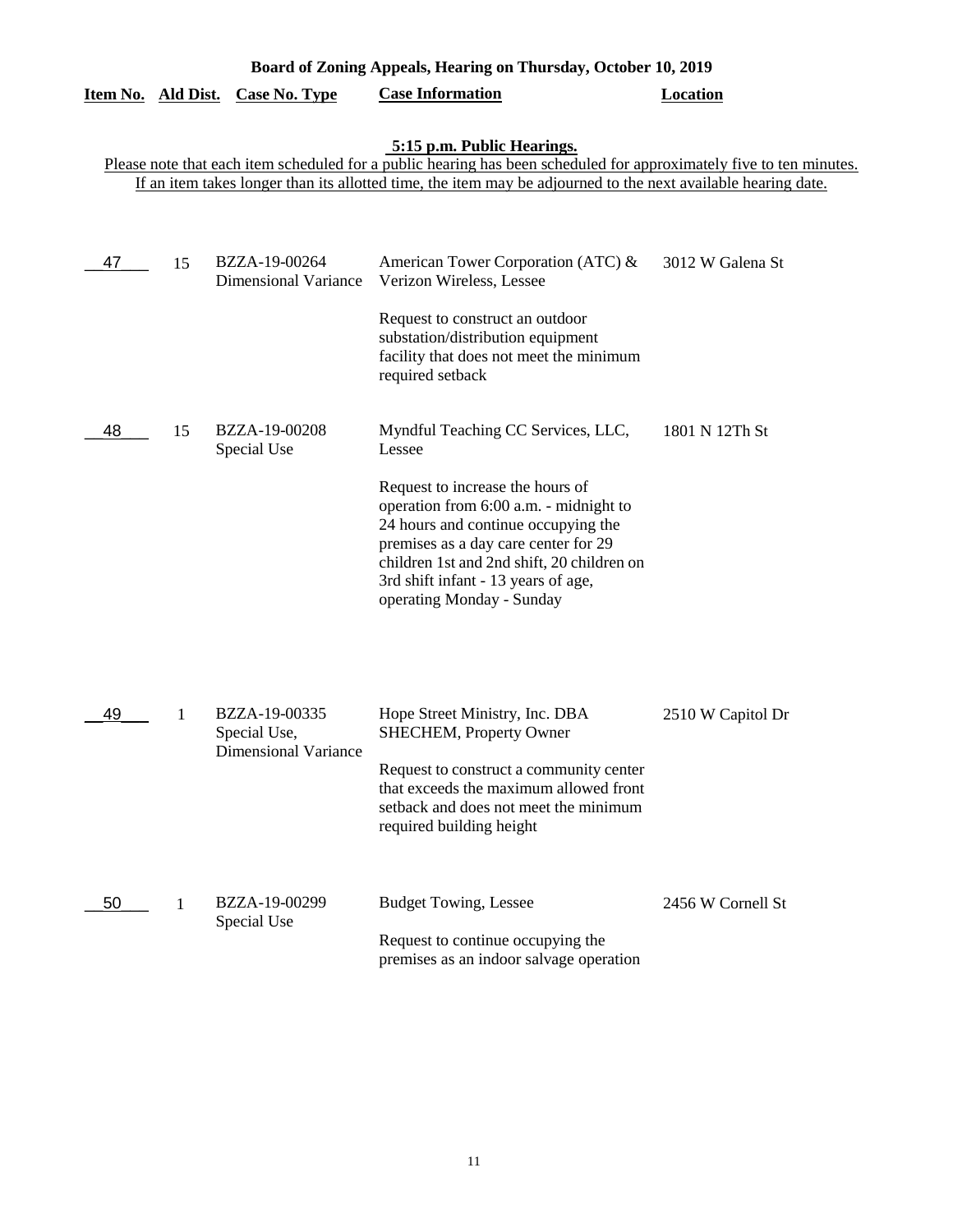## Board of Zoning Appeals, Hearing on Thursday, October 10, 2019

**5:15 p.m. Public Hearings.**

Please note that each item scheduled for a public hearing has been scheduled for approximately five to ten minutes. If an item takes longer than its allotted time, the item may be adjourned to the next available hearing date.

| Item No. | Ald Dist. | Case No. Type | Case Information | Location |
|---|---|---|---|---|
| 47 | 15 | BZZA-19-00264 Dimensional Variance | American Tower Corporation (ATC) & Verizon Wireless, Lessee<br><br>Request to construct an outdoor substation/distribution equipment facility that does not meet the minimum required setback | 3012 W Galena St |
| 48 | 15 | BZZA-19-00208 Special Use | Myndful Teaching CC Services, LLC, Lessee<br><br>Request to increase the hours of operation from 6:00 a.m. - midnight to 24 hours and continue occupying the premises as a day care center for 29 children 1st and 2nd shift, 20 children on 3rd shift infant - 13 years of age, operating Monday - Sunday | 1801 N 12Th St |
| 49 | 1 | BZZA-19-00335 Special Use, Dimensional Variance | Hope Street Ministry, Inc. DBA SHECHEM, Property Owner<br><br>Request to construct a community center that exceeds the maximum allowed front setback and does not meet the minimum required building height | 2510 W Capitol Dr |
| 50 | 1 | BZZA-19-00299 Special Use | Budget Towing, Lessee<br><br>Request to continue occupying the premises as an indoor salvage operation | 2456 W Cornell St |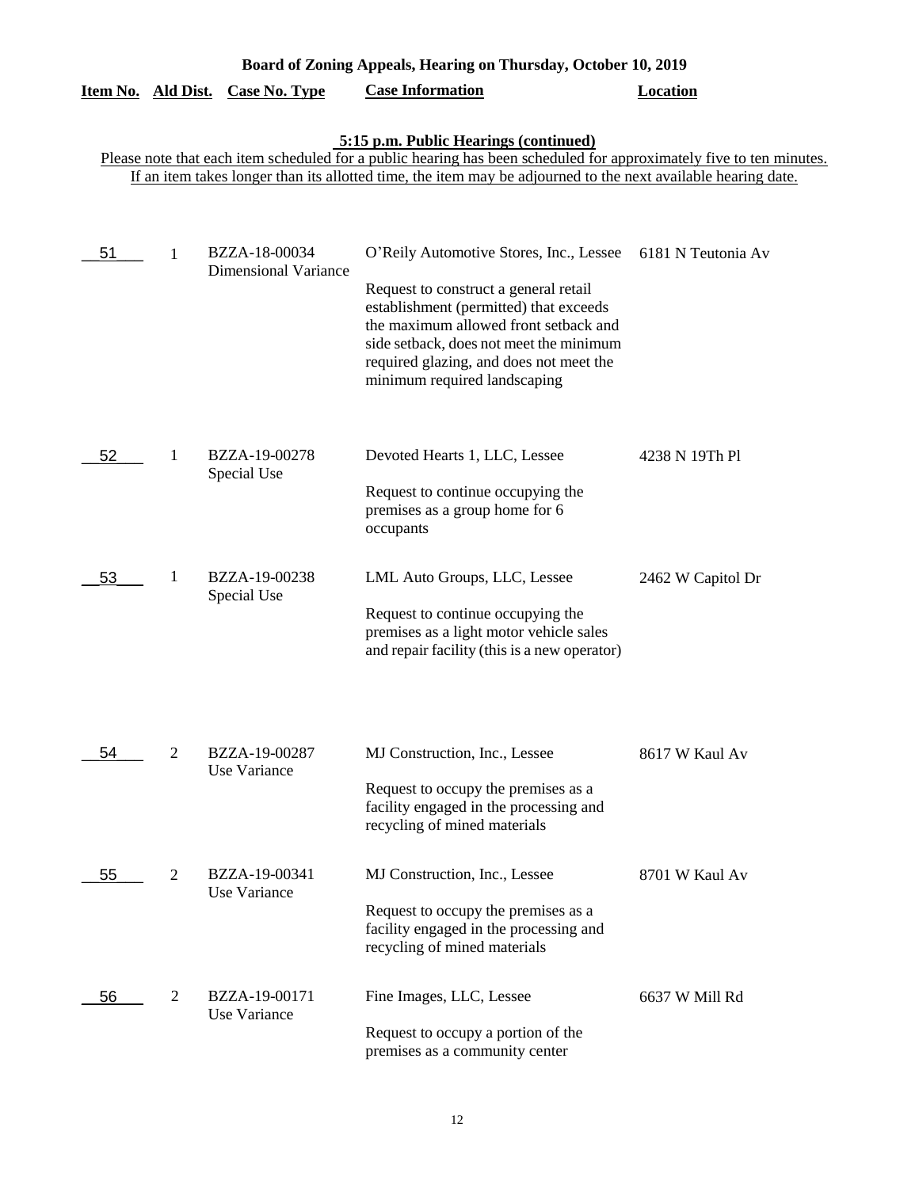# Board of Zoning Appeals, Hearing on Thursday, October 10, 2019

## 5:15 p.m. Public Hearings (continued)

Please note that each item scheduled for a public hearing has been scheduled for approximately five to ten minutes. If an item takes longer than its allotted time, the item may be adjourned to the next available hearing date.

| Item No. | Ald Dist. | Case No. Type | Case Information | Location |
|---|---|---|---|---|
| 51 | 1 | BZZA-18-00034 Dimensional Variance | O'Reily Automotive Stores, Inc., Lessee<br><br>Request to construct a general retail establishment (permitted) that exceeds the maximum allowed front setback and side setback, does not meet the minimum required glazing, and does not meet the minimum required landscaping | 6181 N Teutonia Av |
| 52 | 1 | BZZA-19-00278 Special Use | Devoted Hearts 1, LLC, Lessee<br><br>Request to continue occupying the premises as a group home for 6 occupants | 4238 N 19Th Pl |
| 53 | 1 | BZZA-19-00238 Special Use | LML Auto Groups, LLC, Lessee<br><br>Request to continue occupying the premises as a light motor vehicle sales and repair facility (this is a new operator) | 2462 W Capitol Dr |
| 54 | 2 | BZZA-19-00287 Use Variance | MJ Construction, Inc., Lessee<br><br>Request to occupy the premises as a facility engaged in the processing and recycling of mined materials | 8617 W Kaul Av |
| 55 | 2 | BZZA-19-00341 Use Variance | MJ Construction, Inc., Lessee<br><br>Request to occupy the premises as a facility engaged in the processing and recycling of mined materials | 8701 W Kaul Av |
| 56 | 2 | BZZA-19-00171 Use Variance | Fine Images, LLC, Lessee<br><br>Request to occupy a portion of the premises as a community center | 6637 W Mill Rd |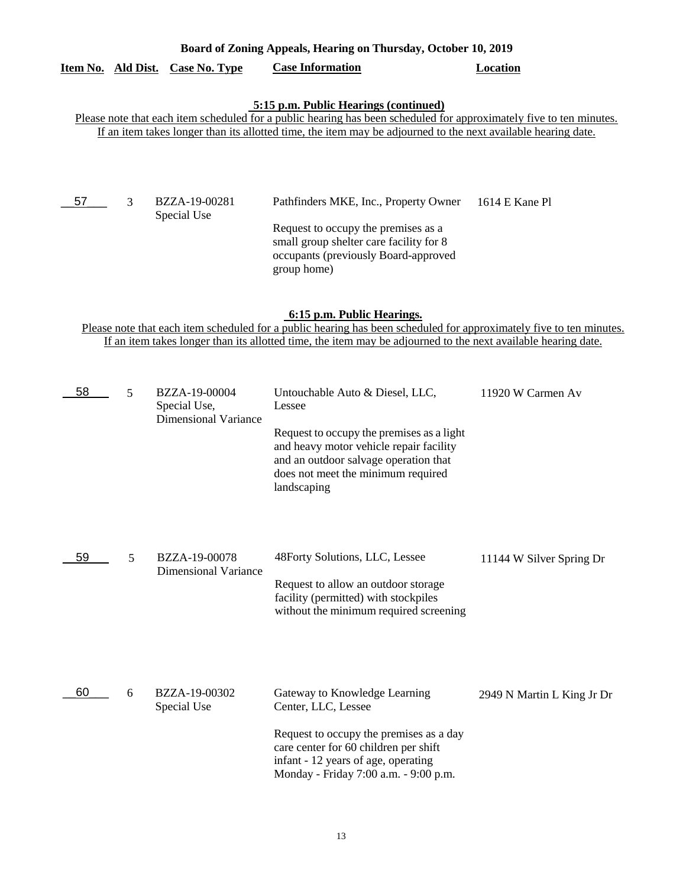## Board of Zoning Appeals, Hearing on Thursday, October 10, 2019

### 5:15 p.m. Public Hearings (continued)

Please note that each item scheduled for a public hearing has been scheduled for approximately five to ten minutes. If an item takes longer than its allotted time, the item may be adjourned to the next available hearing date.

| Item No. | Ald Dist. | Case No. Type | Case Information | Location |
|---|---|---|---|---|
| 57 | 3 | BZZA-19-00281 Special Use | Pathfinders MKE, Inc., Property Owner<br><br>Request to occupy the premises as a small group shelter care facility for 8 occupants (previously Board-approved group home) | 1614 E Kane Pl |

### 6:15 p.m. Public Hearings.

Please note that each item scheduled for a public hearing has been scheduled for approximately five to ten minutes. If an item takes longer than its allotted time, the item may be adjourned to the next available hearing date.

| Item No. | Ald Dist. | Case No. Type | Case Information | Location |
|---|---|---|---|---|
| 58 | 5 | BZZA-19-00004 Special Use, Dimensional Variance | Untouchable Auto & Diesel, LLC, Lessee<br><br>Request to occupy the premises as a light and heavy motor vehicle repair facility and an outdoor salvage operation that does not meet the minimum required landscaping | 11920 W Carmen Av |
| 59 | 5 | BZZA-19-00078 Dimensional Variance | 48Forty Solutions, LLC, Lessee<br><br>Request to allow an outdoor storage facility (permitted) with stockpiles without the minimum required screening | 11144 W Silver Spring Dr |
| 60 | 6 | BZZA-19-00302 Special Use | Gateway to Knowledge Learning Center, LLC, Lessee<br><br>Request to occupy the premises as a day care center for 60 children per shift infant - 12 years of age, operating Monday - Friday 7:00 a.m. - 9:00 p.m. | 2949 N Martin L King Jr Dr |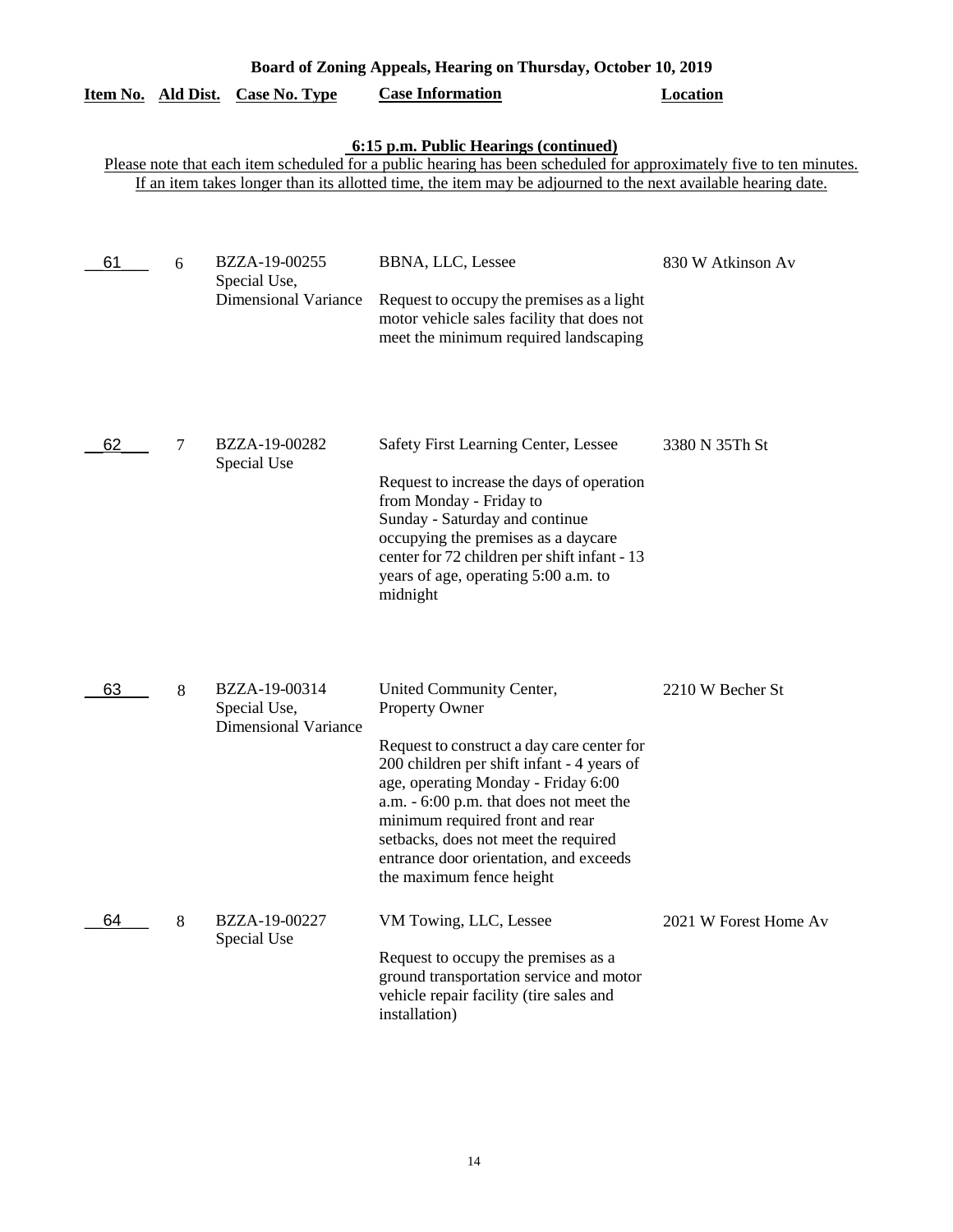**Board of Zoning Appeals, Hearing on Thursday, October 10, 2019**

**6:15 p.m. Public Hearings (continued)**

Please note that each item scheduled for a public hearing has been scheduled for approximately five to ten minutes. If an item takes longer than its allotted time, the item may be adjourned to the next available hearing date.

| Item No. | Ald Dist. | Case No. Type | Case Information | Location |
|---|---|---|---|---|
| 61 | 6 | BZZA-19-00255 Special Use, Dimensional Variance | BBNA, LLC, Lessee<br><br>Request to occupy the premises as a light motor vehicle sales facility that does not meet the minimum required landscaping | 830 W Atkinson Av |
| 62 | 7 | BZZA-19-00282 Special Use | Safety First Learning Center, Lessee<br><br>Request to increase the days of operation from Monday - Friday to Sunday - Saturday and continue occupying the premises as a daycare center for 72 children per shift infant - 13 years of age, operating 5:00 a.m. to midnight | 3380 N 35Th St |
| 63 | 8 | BZZA-19-00314 Special Use, Dimensional Variance | United Community Center, Property Owner<br><br>Request to construct a day care center for 200 children per shift infant - 4 years of age, operating Monday - Friday 6:00 a.m. - 6:00 p.m. that does not meet the minimum required front and rear setbacks, does not meet the required entrance door orientation, and exceeds the maximum fence height | 2210 W Becher St |
| 64 | 8 | BZZA-19-00227 Special Use | VM Towing, LLC, Lessee<br><br>Request to occupy the premises as a ground transportation service and motor vehicle repair facility (tire sales and installation) | 2021 W Forest Home Av |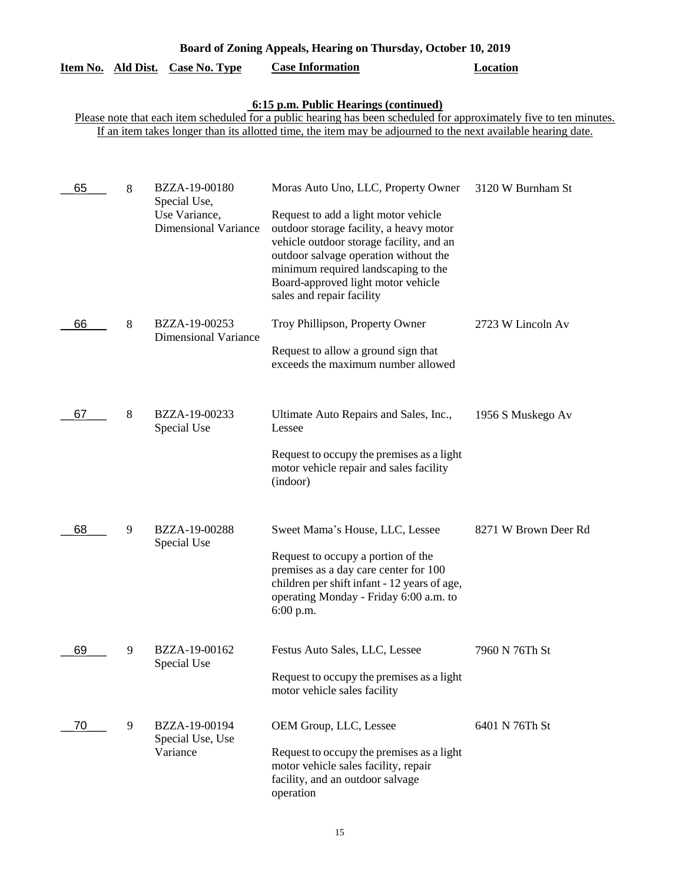# Board of Zoning Appeals, Hearing on Thursday, October 10, 2019

### 6:15 p.m. Public Hearings (continued)

Please note that each item scheduled for a public hearing has been scheduled for approximately five to ten minutes. If an item takes longer than its allotted time, the item may be adjourned to the next available hearing date.

| Item No. | Ald Dist. | Case No. Type | Case Information | Location |
|---|---|---|---|---|
| 65 | 8 | BZZA-19-00180 Special Use, Use Variance, Dimensional Variance | Moras Auto Uno, LLC, Property Owner<br><br>Request to add a light motor vehicle outdoor storage facility, a heavy motor vehicle outdoor storage facility, and an outdoor salvage operation without the minimum required landscaping to the Board-approved light motor vehicle sales and repair facility | 3120 W Burnham St |
| 66 | 8 | BZZA-19-00253 Dimensional Variance | Troy Phillipson, Property Owner<br><br>Request to allow a ground sign that exceeds the maximum number allowed | 2723 W Lincoln Av |
| 67 | 8 | BZZA-19-00233 Special Use | Ultimate Auto Repairs and Sales, Inc., Lessee<br><br>Request to occupy the premises as a light motor vehicle repair and sales facility (indoor) | 1956 S Muskego Av |
| 68 | 9 | BZZA-19-00288 Special Use | Sweet Mama's House, LLC, Lessee<br><br>Request to occupy a portion of the premises as a day care center for 100 children per shift infant - 12 years of age, operating Monday - Friday 6:00 a.m. to 6:00 p.m. | 8271 W Brown Deer Rd |
| 69 | 9 | BZZA-19-00162 Special Use | Festus Auto Sales, LLC, Lessee<br><br>Request to occupy the premises as a light motor vehicle sales facility | 7960 N 76Th St |
| 70 | 9 | BZZA-19-00194 Special Use, Use Variance | OEM Group, LLC, Lessee<br><br>Request to occupy the premises as a light motor vehicle sales facility, repair facility, and an outdoor salvage operation | 6401 N 76Th St |